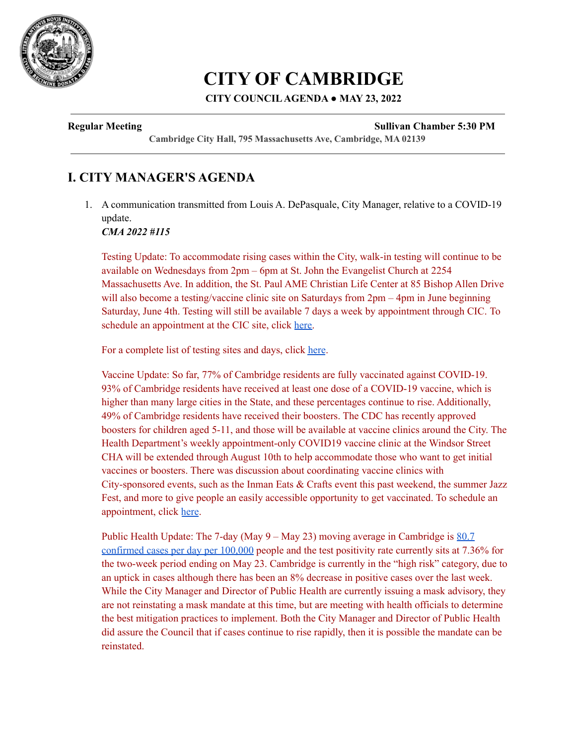# CITY OF CAMBRIDGE

**CITY COUNCIL AGENDA ● MAY 23, 2022**

**Regular Meeting** **Sullivan Chamber 5:30 PM**

**Cambridge City Hall, 795 Massachusetts Ave, Cambridge, MA 02139**

## I. CITY MANAGER'S AGENDA

1. A communication transmitted from Louis A. DePasquale, City Manager, relative to a COVID-19 update.
   ***CMA 2022 #115***

   Testing Update: To accommodate rising cases within the City, walk-in testing will continue to be available on Wednesdays from 2pm – 6pm at St. John the Evangelist Church at 2254 Massachusetts Ave. In addition, the St. Paul AME Christian Life Center at 85 Bishop Allen Drive will also become a testing/vaccine clinic site on Saturdays from 2pm – 4pm in June beginning Saturday, June 4th. Testing will still be available 7 days a week by appointment through CIC. To schedule an appointment at the CIC site, click here.

   For a complete list of testing sites and days, click here.

   Vaccine Update: So far, 77% of Cambridge residents are fully vaccinated against COVID-19. 93% of Cambridge residents have received at least one dose of a COVID-19 vaccine, which is higher than many large cities in the State, and these percentages continue to rise. Additionally, 49% of Cambridge residents have received their boosters. The CDC has recently approved boosters for children aged 5-11, and those will be available at vaccine clinics around the City. The Health Department's weekly appointment-only COVID19 vaccine clinic at the Windsor Street CHA will be extended through August 10th to help accommodate those who want to get initial vaccines or boosters. There was discussion about coordinating vaccine clinics with City-sponsored events, such as the Inman Eats & Crafts event this past weekend, the summer Jazz Fest, and more to give people an easily accessible opportunity to get vaccinated. To schedule an appointment, click here.

   Public Health Update: The 7-day (May 9 – May 23) moving average in Cambridge is 80.7 confirmed cases per day per 100,000 people and the test positivity rate currently sits at 7.36% for the two-week period ending on May 23. Cambridge is currently in the "high risk" category, due to an uptick in cases although there has been an 8% decrease in positive cases over the last week. While the City Manager and Director of Public Health are currently issuing a mask advisory, they are not reinstating a mask mandate at this time, but are meeting with health officials to determine the best mitigation practices to implement. Both the City Manager and Director of Public Health did assure the Council that if cases continue to rise rapidly, then it is possible the mandate can be reinstated.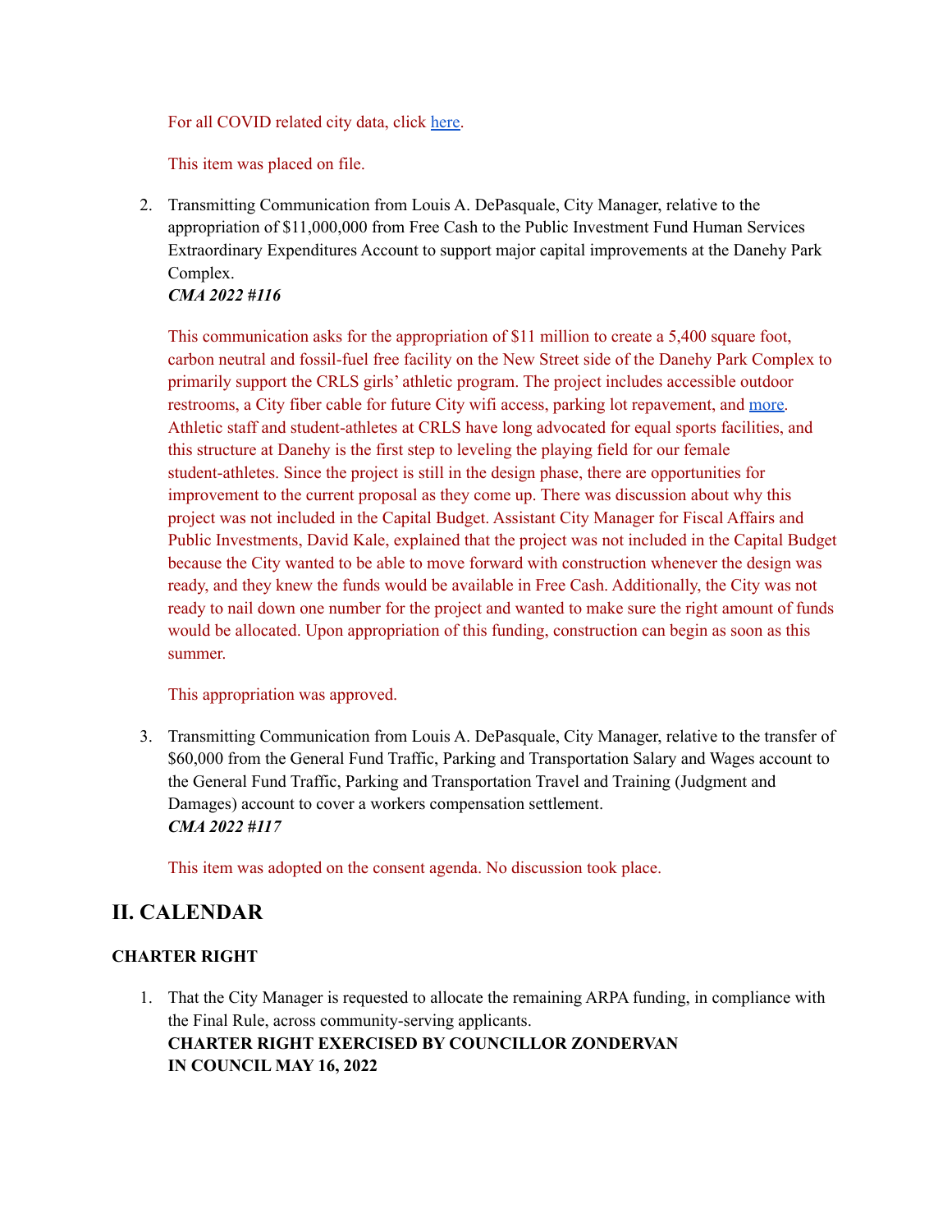For all COVID related city data, click here.

This item was placed on file.

2. Transmitting Communication from Louis A. DePasquale, City Manager, relative to the appropriation of $11,000,000 from Free Cash to the Public Investment Fund Human Services Extraordinary Expenditures Account to support major capital improvements at the Danehy Park Complex.
   ***CMA 2022 #116***

   This communication asks for the appropriation of $11 million to create a 5,400 square foot, carbon neutral and fossil-fuel free facility on the New Street side of the Danehy Park Complex to primarily support the CRLS girls' athletic program. The project includes accessible outdoor restrooms, a City fiber cable for future City wifi access, parking lot repavement, and more. Athletic staff and student-athletes at CRLS have long advocated for equal sports facilities, and this structure at Danehy is the first step to leveling the playing field for our female student-athletes. Since the project is still in the design phase, there are opportunities for improvement to the current proposal as they come up. There was discussion about why this project was not included in the Capital Budget. Assistant City Manager for Fiscal Affairs and Public Investments, David Kale, explained that the project was not included in the Capital Budget because the City wanted to be able to move forward with construction whenever the design was ready, and they knew the funds would be available in Free Cash. Additionally, the City was not ready to nail down one number for the project and wanted to make sure the right amount of funds would be allocated. Upon appropriation of this funding, construction can begin as soon as this summer.

   This appropriation was approved.

3. Transmitting Communication from Louis A. DePasquale, City Manager, relative to the transfer of $60,000 from the General Fund Traffic, Parking and Transportation Salary and Wages account to the General Fund Traffic, Parking and Transportation Travel and Training (Judgment and Damages) account to cover a workers compensation settlement.
   ***CMA 2022 #117***

   This item was adopted on the consent agenda. No discussion took place.

## II. CALENDAR

### CHARTER RIGHT

1. That the City Manager is requested to allocate the remaining ARPA funding, in compliance with the Final Rule, across community-serving applicants.
   **CHARTER RIGHT EXERCISED BY COUNCILLOR ZONDERVAN**
   **IN COUNCIL MAY 16, 2022**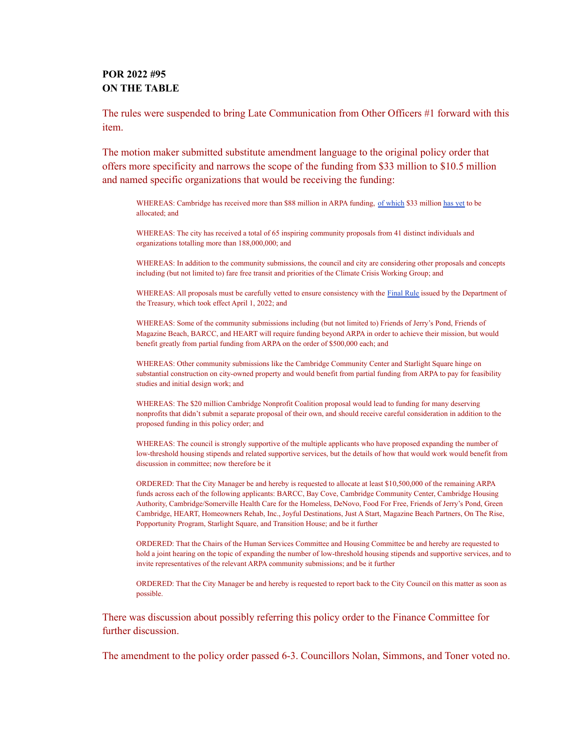**POR 2022 #95**
**ON THE TABLE**

The rules were suspended to bring Late Communication from Other Officers #1 forward with this item.

The motion maker submitted substitute amendment language to the original policy order that offers more specificity and narrows the scope of the funding from $33 million to $10.5 million and named specific organizations that would be receiving the funding:

> WHEREAS: Cambridge has received more than $88 million in ARPA funding, of which $33 million has yet to be allocated; and
>
> WHEREAS: The city has received a total of 65 inspiring community proposals from 41 distinct individuals and organizations totalling more than 188,000,000; and
>
> WHEREAS: In addition to the community submissions, the council and city are considering other proposals and concepts including (but not limited to) fare free transit and priorities of the Climate Crisis Working Group; and
>
> WHEREAS: All proposals must be carefully vetted to ensure consistency with the Final Rule issued by the Department of the Treasury, which took effect April 1, 2022; and
>
> WHEREAS: Some of the community submissions including (but not limited to) Friends of Jerry's Pond, Friends of Magazine Beach, BARCC, and HEART will require funding beyond ARPA in order to achieve their mission, but would benefit greatly from partial funding from ARPA on the order of $500,000 each; and
>
> WHEREAS: Other community submissions like the Cambridge Community Center and Starlight Square hinge on substantial construction on city-owned property and would benefit from partial funding from ARPA to pay for feasibility studies and initial design work; and
>
> WHEREAS: The $20 million Cambridge Nonprofit Coalition proposal would lead to funding for many deserving nonprofits that didn't submit a separate proposal of their own, and should receive careful consideration in addition to the proposed funding in this policy order; and
>
> WHEREAS: The council is strongly supportive of the multiple applicants who have proposed expanding the number of low-threshold housing stipends and related supportive services, but the details of how that would work would benefit from discussion in committee; now therefore be it
>
> ORDERED: That the City Manager be and hereby is requested to allocate at least $10,500,000 of the remaining ARPA funds across each of the following applicants: BARCC, Bay Cove, Cambridge Community Center, Cambridge Housing Authority, Cambridge/Somerville Health Care for the Homeless, DeNovo, Food For Free, Friends of Jerry's Pond, Green Cambridge, HEART, Homeowners Rehab, Inc., Joyful Destinations, Just A Start, Magazine Beach Partners, On The Rise, Popportunity Program, Starlight Square, and Transition House; and be it further
>
> ORDERED: That the Chairs of the Human Services Committee and Housing Committee be and hereby are requested to hold a joint hearing on the topic of expanding the number of low-threshold housing stipends and supportive services, and to invite representatives of the relevant ARPA community submissions; and be it further
>
> ORDERED: That the City Manager be and hereby is requested to report back to the City Council on this matter as soon as possible.

There was discussion about possibly referring this policy order to the Finance Committee for further discussion.

The amendment to the policy order passed 6-3. Councillors Nolan, Simmons, and Toner voted no.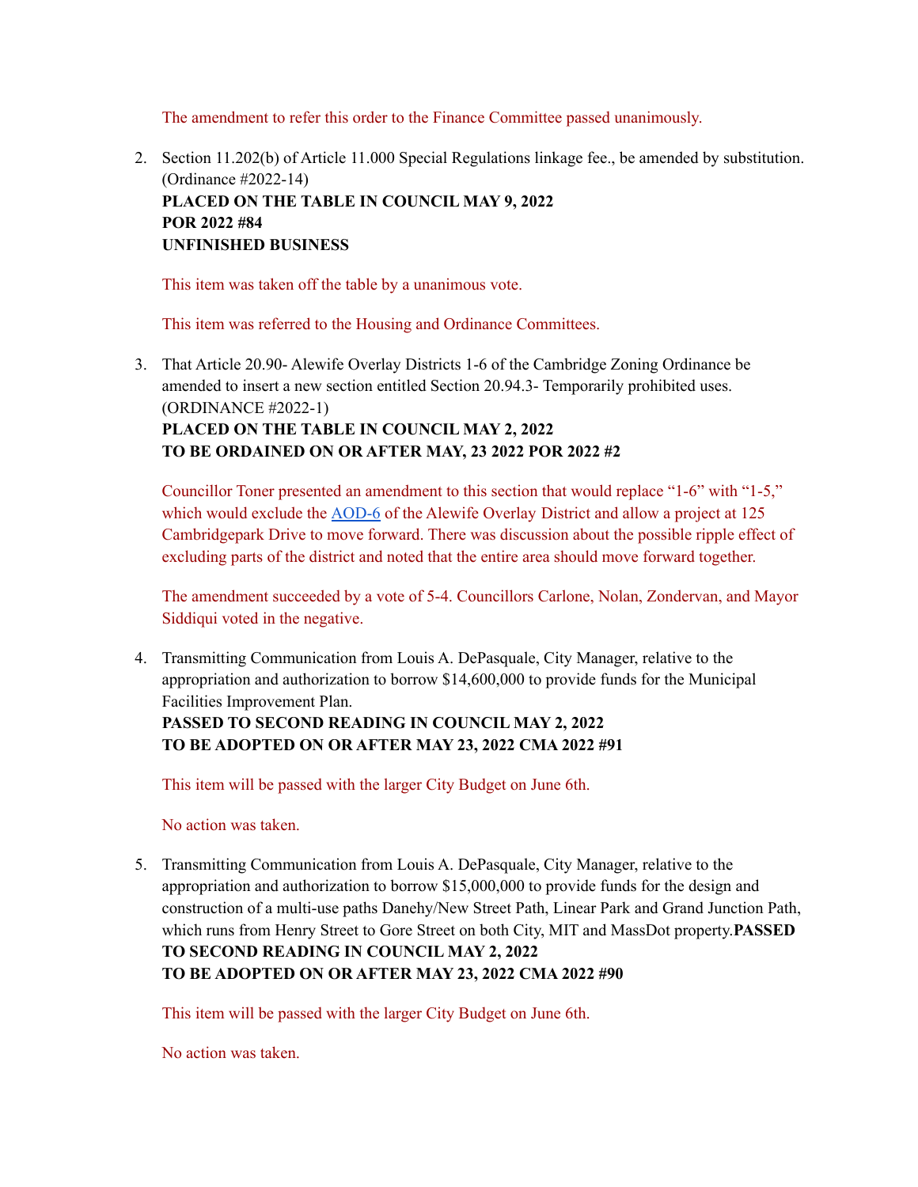The amendment to refer this order to the Finance Committee passed unanimously.

2. Section 11.202(b) of Article 11.000 Special Regulations linkage fee., be amended by substitution. (Ordinance #2022-14)
   **PLACED ON THE TABLE IN COUNCIL MAY 9, 2022**
   **POR 2022 #84**
   **UNFINISHED BUSINESS**

   This item was taken off the table by a unanimous vote.

   This item was referred to the Housing and Ordinance Committees.

3. That Article 20.90- Alewife Overlay Districts 1-6 of the Cambridge Zoning Ordinance be amended to insert a new section entitled Section 20.94.3- Temporarily prohibited uses. (ORDINANCE #2022-1)
   **PLACED ON THE TABLE IN COUNCIL MAY 2, 2022**
   **TO BE ORDAINED ON OR AFTER MAY, 23 2022 POR 2022 #2**

   Councillor Toner presented an amendment to this section that would replace "1-6" with "1-5," which would exclude the AOD-6 of the Alewife Overlay District and allow a project at 125 Cambridgepark Drive to move forward. There was discussion about the possible ripple effect of excluding parts of the district and noted that the entire area should move forward together.

   The amendment succeeded by a vote of 5-4. Councillors Carlone, Nolan, Zondervan, and Mayor Siddiqui voted in the negative.

4. Transmitting Communication from Louis A. DePasquale, City Manager, relative to the appropriation and authorization to borrow $14,600,000 to provide funds for the Municipal Facilities Improvement Plan.
   **PASSED TO SECOND READING IN COUNCIL MAY 2, 2022**
   **TO BE ADOPTED ON OR AFTER MAY 23, 2022 CMA 2022 #91**

   This item will be passed with the larger City Budget on June 6th.

   No action was taken.

5. Transmitting Communication from Louis A. DePasquale, City Manager, relative to the appropriation and authorization to borrow $15,000,000 to provide funds for the design and construction of a multi-use paths Danehy/New Street Path, Linear Park and Grand Junction Path, which runs from Henry Street to Gore Street on both City, MIT and MassDot property.**PASSED TO SECOND READING IN COUNCIL MAY 2, 2022**
   **TO BE ADOPTED ON OR AFTER MAY 23, 2022 CMA 2022 #90**

   This item will be passed with the larger City Budget on June 6th.

   No action was taken.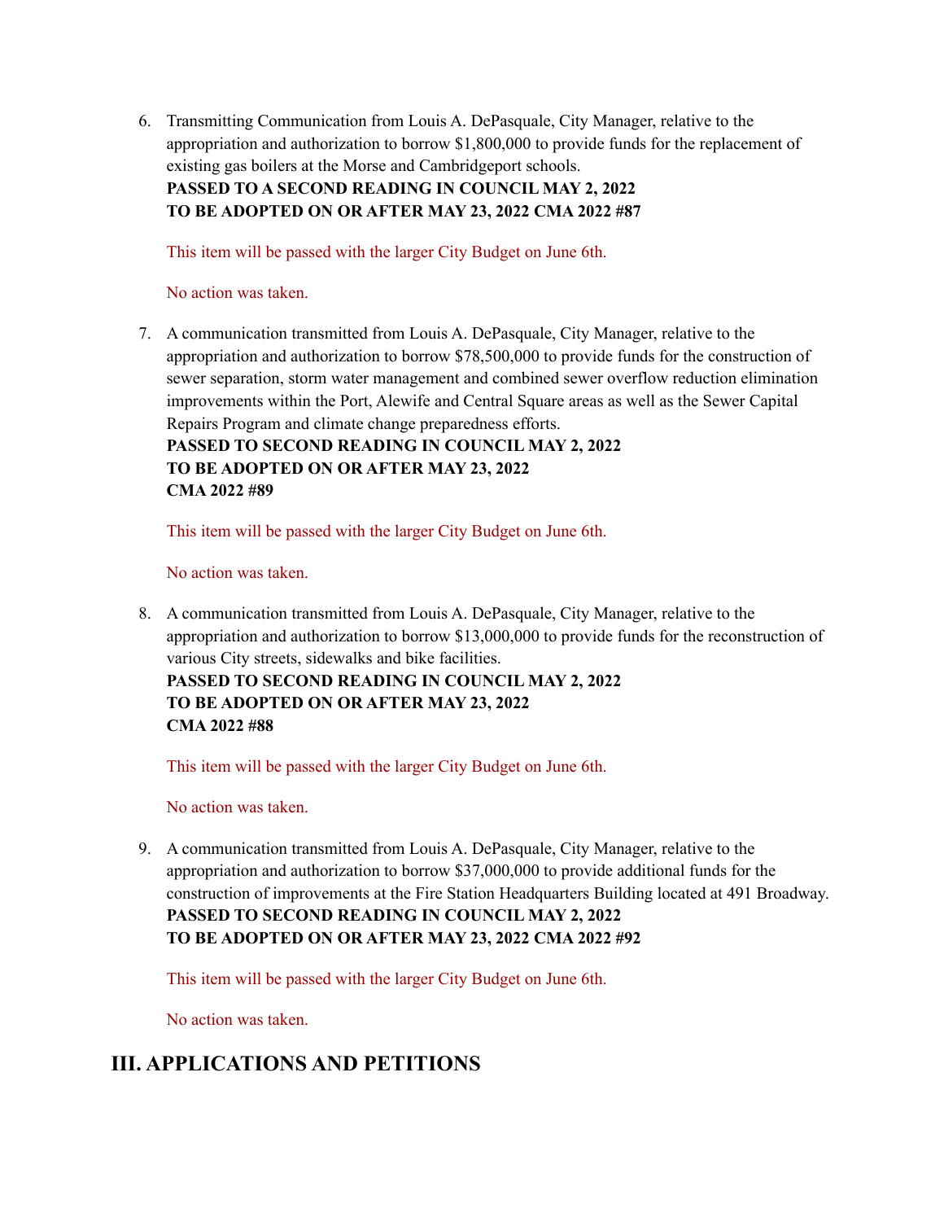6. Transmitting Communication from Louis A. DePasquale, City Manager, relative to the appropriation and authorization to borrow $1,800,000 to provide funds for the replacement of existing gas boilers at the Morse and Cambridgeport schools.
   **PASSED TO A SECOND READING IN COUNCIL MAY 2, 2022**
   **TO BE ADOPTED ON OR AFTER MAY 23, 2022 CMA 2022 #87**

   This item will be passed with the larger City Budget on June 6th.

   No action was taken.

7. A communication transmitted from Louis A. DePasquale, City Manager, relative to the appropriation and authorization to borrow $78,500,000 to provide funds for the construction of sewer separation, storm water management and combined sewer overflow reduction elimination improvements within the Port, Alewife and Central Square areas as well as the Sewer Capital Repairs Program and climate change preparedness efforts.
   **PASSED TO SECOND READING IN COUNCIL MAY 2, 2022**
   **TO BE ADOPTED ON OR AFTER MAY 23, 2022**
   **CMA 2022 #89**

   This item will be passed with the larger City Budget on June 6th.

   No action was taken.

8. A communication transmitted from Louis A. DePasquale, City Manager, relative to the appropriation and authorization to borrow $13,000,000 to provide funds for the reconstruction of various City streets, sidewalks and bike facilities.
   **PASSED TO SECOND READING IN COUNCIL MAY 2, 2022**
   **TO BE ADOPTED ON OR AFTER MAY 23, 2022**
   **CMA 2022 #88**

   This item will be passed with the larger City Budget on June 6th.

   No action was taken.

9. A communication transmitted from Louis A. DePasquale, City Manager, relative to the appropriation and authorization to borrow $37,000,000 to provide additional funds for the construction of improvements at the Fire Station Headquarters Building located at 491 Broadway.
   **PASSED TO SECOND READING IN COUNCIL MAY 2, 2022**
   **TO BE ADOPTED ON OR AFTER MAY 23, 2022 CMA 2022 #92**

   This item will be passed with the larger City Budget on June 6th.

   No action was taken.

## III. APPLICATIONS AND PETITIONS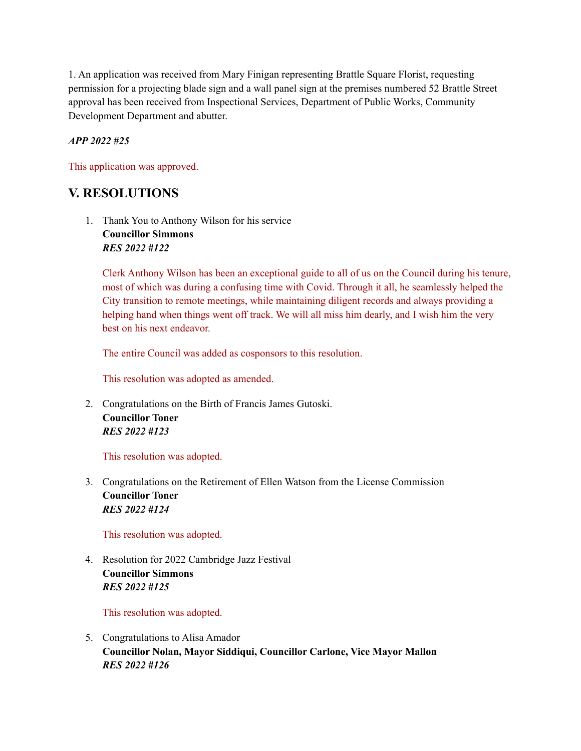1. An application was received from Mary Finigan representing Brattle Square Florist, requesting permission for a projecting blade sign and a wall panel sign at the premises numbered 52 Brattle Street approval has been received from Inspectional Services, Department of Public Works, Community Development Department and abutter.

***APP 2022 #25***

This application was approved.

## V. RESOLUTIONS

1. Thank You to Anthony Wilson for his service
   **Councillor Simmons**
   ***RES 2022 #122***

   Clerk Anthony Wilson has been an exceptional guide to all of us on the Council during his tenure, most of which was during a confusing time with Covid. Through it all, he seamlessly helped the City transition to remote meetings, while maintaining diligent records and always providing a helping hand when things went off track. We will all miss him dearly, and I wish him the very best on his next endeavor.

   The entire Council was added as cosponsors to this resolution.

   This resolution was adopted as amended.

2. Congratulations on the Birth of Francis James Gutoski.
   **Councillor Toner**
   ***RES 2022 #123***

   This resolution was adopted.

3. Congratulations on the Retirement of Ellen Watson from the License Commission
   **Councillor Toner**
   ***RES 2022 #124***

   This resolution was adopted.

4. Resolution for 2022 Cambridge Jazz Festival
   **Councillor Simmons**
   ***RES 2022 #125***

   This resolution was adopted.

5. Congratulations to Alisa Amador
   **Councillor Nolan, Mayor Siddiqui, Councillor Carlone, Vice Mayor Mallon**
   ***RES 2022 #126***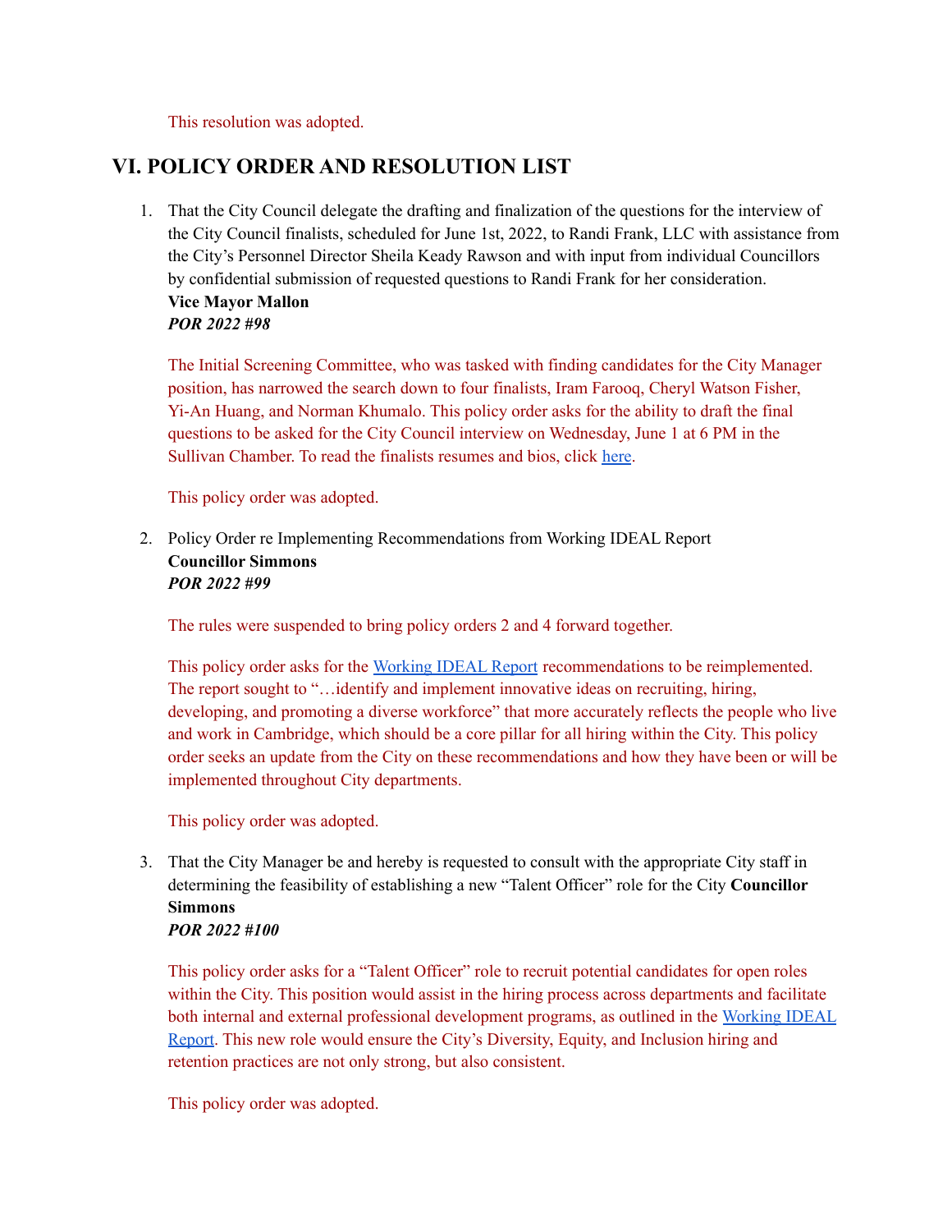This resolution was adopted.

## VI. POLICY ORDER AND RESOLUTION LIST

1. That the City Council delegate the drafting and finalization of the questions for the interview of the City Council finalists, scheduled for June 1st, 2022, to Randi Frank, LLC with assistance from the City's Personnel Director Sheila Keady Rawson and with input from individual Councillors by confidential submission of requested questions to Randi Frank for her consideration.
   **Vice Mayor Mallon**
   ***POR 2022 #98***

   The Initial Screening Committee, who was tasked with finding candidates for the City Manager position, has narrowed the search down to four finalists, Iram Farooq, Cheryl Watson Fisher, Yi-An Huang, and Norman Khumalo. This policy order asks for the ability to draft the final questions to be asked for the City Council interview on Wednesday, June 1 at 6 PM in the Sullivan Chamber. To read the finalists resumes and bios, click here.

   This policy order was adopted.

2. Policy Order re Implementing Recommendations from Working IDEAL Report
   **Councillor Simmons**
   ***POR 2022 #99***

   The rules were suspended to bring policy orders 2 and 4 forward together.

   This policy order asks for the Working IDEAL Report recommendations to be reimplemented. The report sought to "…identify and implement innovative ideas on recruiting, hiring, developing, and promoting a diverse workforce" that more accurately reflects the people who live and work in Cambridge, which should be a core pillar for all hiring within the City. This policy order seeks an update from the City on these recommendations and how they have been or will be implemented throughout City departments.

   This policy order was adopted.

3. That the City Manager be and hereby is requested to consult with the appropriate City staff in determining the feasibility of establishing a new "Talent Officer" role for the City **Councillor Simmons**
   ***POR 2022 #100***

   This policy order asks for a "Talent Officer" role to recruit potential candidates for open roles within the City. This position would assist in the hiring process across departments and facilitate both internal and external professional development programs, as outlined in the Working IDEAL Report. This new role would ensure the City's Diversity, Equity, and Inclusion hiring and retention practices are not only strong, but also consistent.

   This policy order was adopted.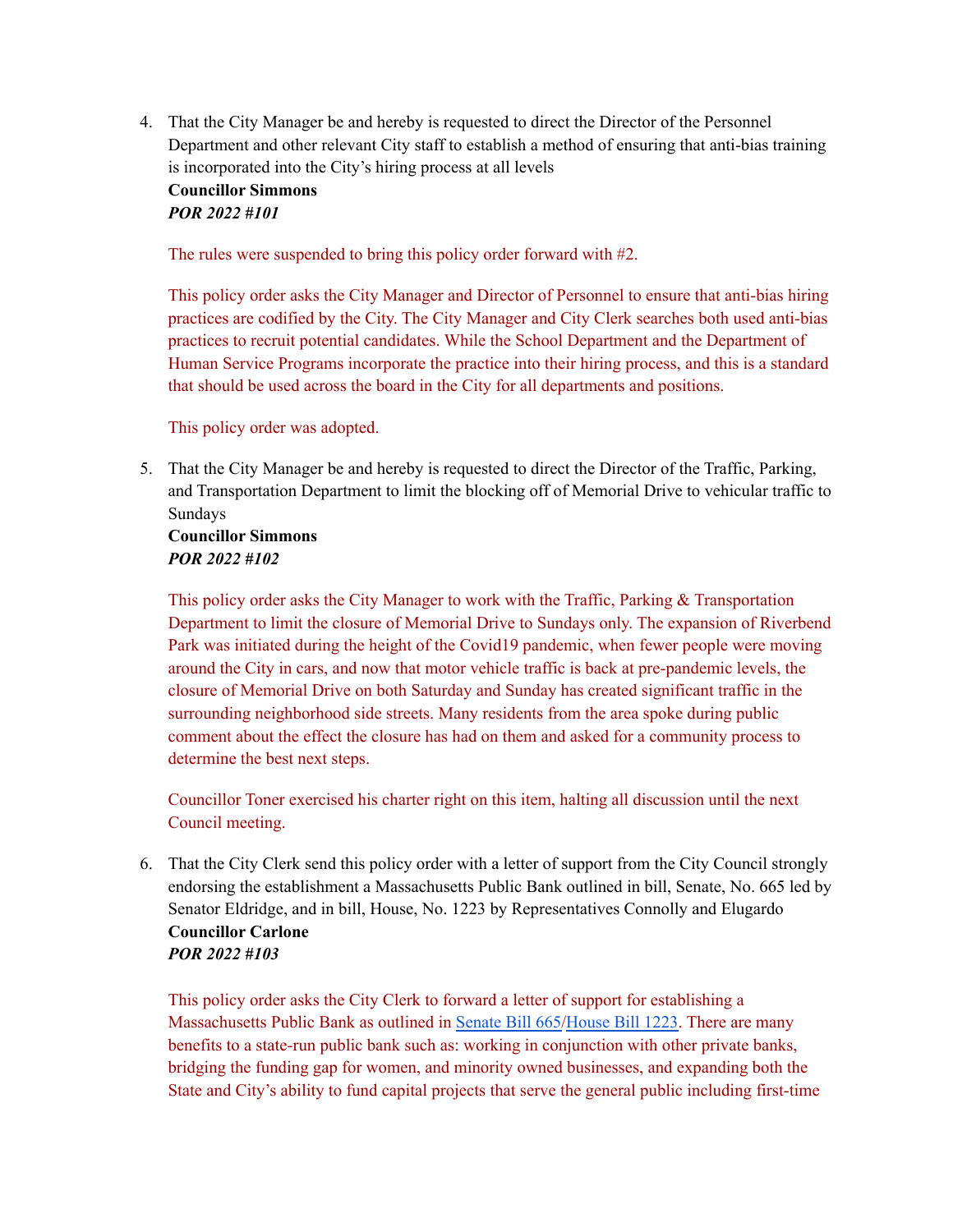4. That the City Manager be and hereby is requested to direct the Director of the Personnel Department and other relevant City staff to establish a method of ensuring that anti-bias training is incorporated into the City's hiring process at all levels
   **Councillor Simmons**
   ***POR 2022 #101***

   The rules were suspended to bring this policy order forward with #2.

   This policy order asks the City Manager and Director of Personnel to ensure that anti-bias hiring practices are codified by the City. The City Manager and City Clerk searches both used anti-bias practices to recruit potential candidates. While the School Department and the Department of Human Service Programs incorporate the practice into their hiring process, and this is a standard that should be used across the board in the City for all departments and positions.

   This policy order was adopted.

5. That the City Manager be and hereby is requested to direct the Director of the Traffic, Parking, and Transportation Department to limit the blocking off of Memorial Drive to vehicular traffic to Sundays
   **Councillor Simmons**
   ***POR 2022 #102***

   This policy order asks the City Manager to work with the Traffic, Parking & Transportation Department to limit the closure of Memorial Drive to Sundays only. The expansion of Riverbend Park was initiated during the height of the Covid19 pandemic, when fewer people were moving around the City in cars, and now that motor vehicle traffic is back at pre-pandemic levels, the closure of Memorial Drive on both Saturday and Sunday has created significant traffic in the surrounding neighborhood side streets. Many residents from the area spoke during public comment about the effect the closure has had on them and asked for a community process to determine the best next steps.

   Councillor Toner exercised his charter right on this item, halting all discussion until the next Council meeting.

6. That the City Clerk send this policy order with a letter of support from the City Council strongly endorsing the establishment a Massachusetts Public Bank outlined in bill, Senate, No. 665 led by Senator Eldridge, and in bill, House, No. 1223 by Representatives Connolly and Elugardo
   **Councillor Carlone**
   ***POR 2022 #103***

   This policy order asks the City Clerk to forward a letter of support for establishing a Massachusetts Public Bank as outlined in Senate Bill 665/House Bill 1223. There are many benefits to a state-run public bank such as: working in conjunction with other private banks, bridging the funding gap for women, and minority owned businesses, and expanding both the State and City's ability to fund capital projects that serve the general public including first-time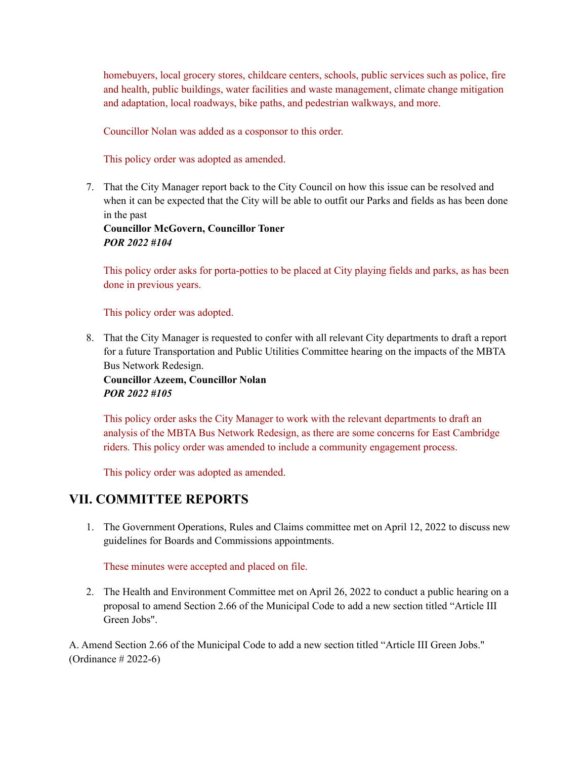homebuyers, local grocery stores, childcare centers, schools, public services such as police, fire and health, public buildings, water facilities and waste management, climate change mitigation and adaptation, local roadways, bike paths, and pedestrian walkways, and more.

Councillor Nolan was added as a cosponsor to this order.

This policy order was adopted as amended.

7. That the City Manager report back to the City Council on how this issue can be resolved and when it can be expected that the City will be able to outfit our Parks and fields as has been done in the past
   **Councillor McGovern, Councillor Toner**
   ***POR 2022 #104***

   This policy order asks for porta-potties to be placed at City playing fields and parks, as has been done in previous years.

   This policy order was adopted.

8. That the City Manager is requested to confer with all relevant City departments to draft a report for a future Transportation and Public Utilities Committee hearing on the impacts of the MBTA Bus Network Redesign.
   **Councillor Azeem, Councillor Nolan**
   ***POR 2022 #105***

   This policy order asks the City Manager to work with the relevant departments to draft an analysis of the MBTA Bus Network Redesign, as there are some concerns for East Cambridge riders. This policy order was amended to include a community engagement process.

   This policy order was adopted as amended.

## VII. COMMITTEE REPORTS

1. The Government Operations, Rules and Claims committee met on April 12, 2022 to discuss new guidelines for Boards and Commissions appointments.

   These minutes were accepted and placed on file.

2. The Health and Environment Committee met on April 26, 2022 to conduct a public hearing on a proposal to amend Section 2.66 of the Municipal Code to add a new section titled "Article III Green Jobs".

A. Amend Section 2.66 of the Municipal Code to add a new section titled "Article III Green Jobs." (Ordinance # 2022-6)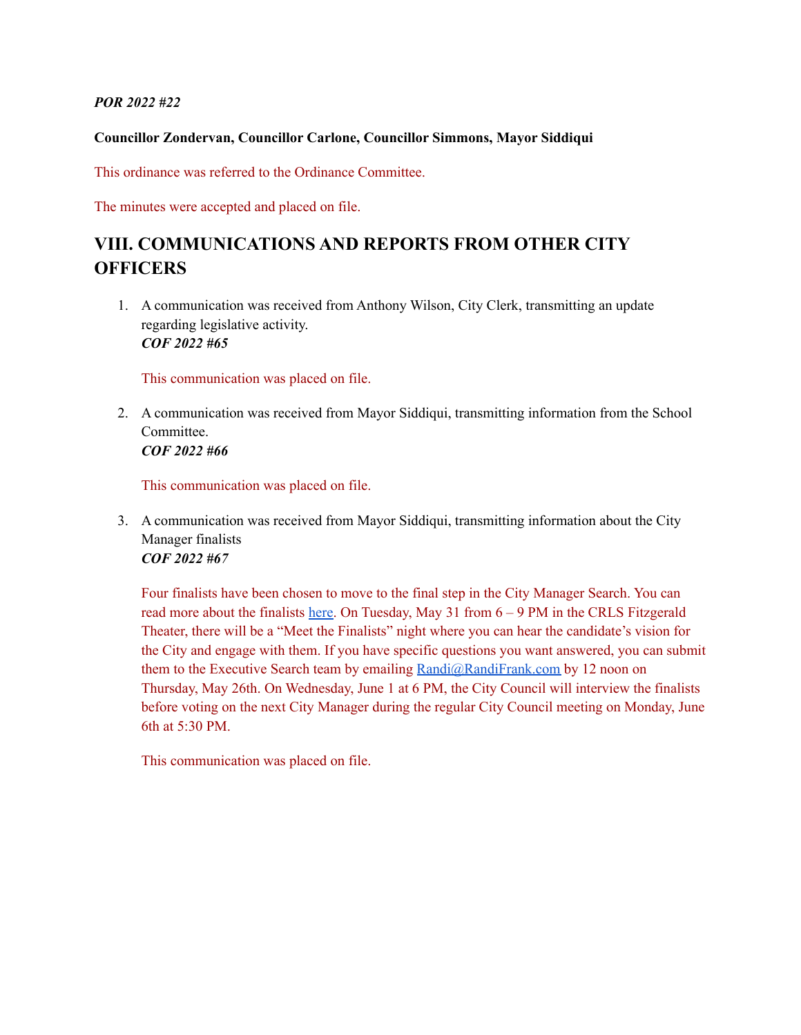***POR 2022 #22***

**Councillor Zondervan, Councillor Carlone, Councillor Simmons, Mayor Siddiqui**

This ordinance was referred to the Ordinance Committee.

The minutes were accepted and placed on file.

## VIII. COMMUNICATIONS AND REPORTS FROM OTHER CITY OFFICERS

1. A communication was received from Anthony Wilson, City Clerk, transmitting an update regarding legislative activity.
   ***COF 2022 #65***

   This communication was placed on file.

2. A communication was received from Mayor Siddiqui, transmitting information from the School Committee.
   ***COF 2022 #66***

   This communication was placed on file.

3. A communication was received from Mayor Siddiqui, transmitting information about the City Manager finalists
   ***COF 2022 #67***

   Four finalists have been chosen to move to the final step in the City Manager Search. You can read more about the finalists here. On Tuesday, May 31 from 6 – 9 PM in the CRLS Fitzgerald Theater, there will be a "Meet the Finalists" night where you can hear the candidate's vision for the City and engage with them. If you have specific questions you want answered, you can submit them to the Executive Search team by emailing Randi@RandiFrank.com by 12 noon on Thursday, May 26th. On Wednesday, June 1 at 6 PM, the City Council will interview the finalists before voting on the next City Manager during the regular City Council meeting on Monday, June 6th at 5:30 PM.

   This communication was placed on file.